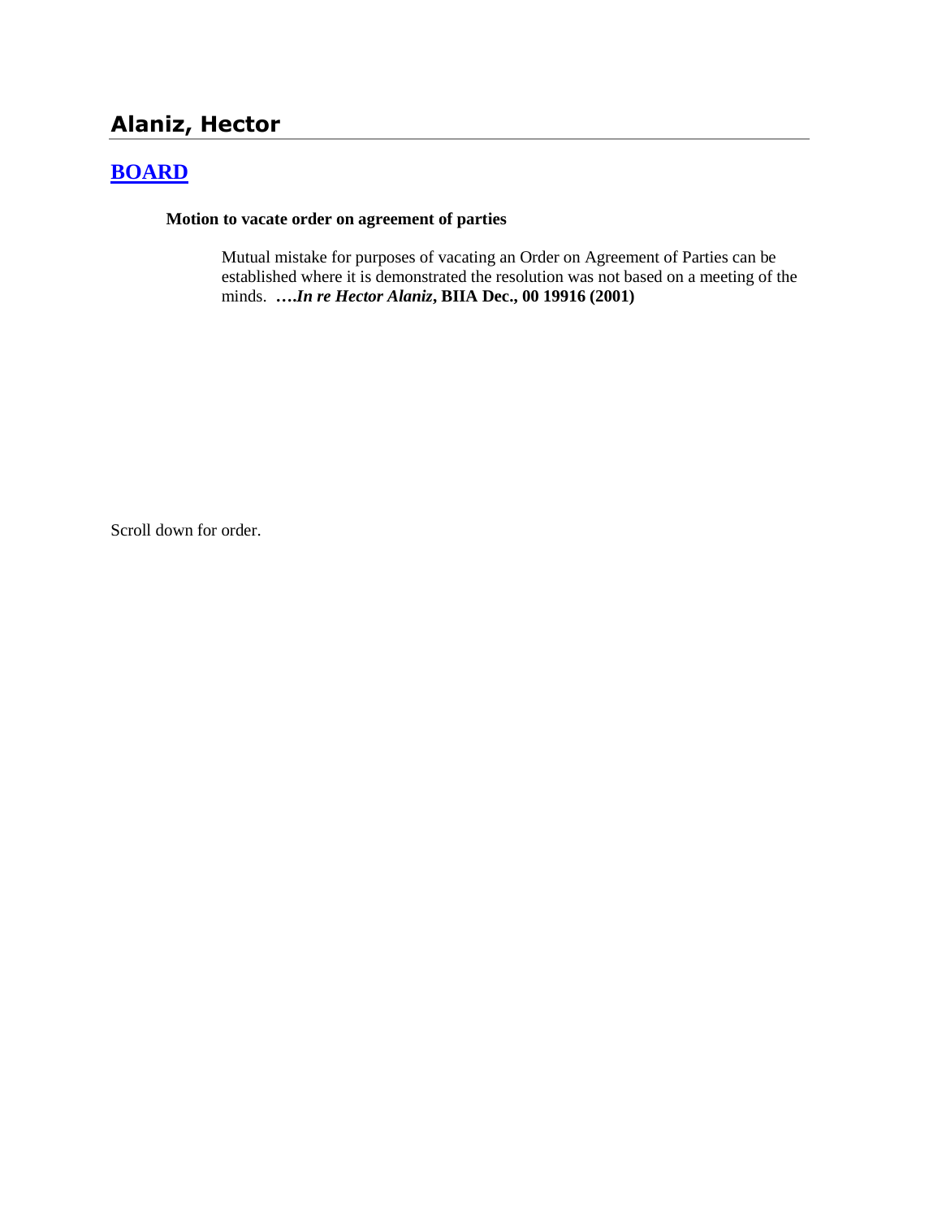# Alaniz, Hector

## BOARD

**Motion to vacate order on agreement of parties**

> Mutual mistake for purposes of vacating an Order on Agreement of Parties can be established where it is demonstrated the resolution was not based on a meeting of the minds. ***….In re Hector Alaniz*, BIIA Dec., 00 19916 (2001)**

Scroll down for order.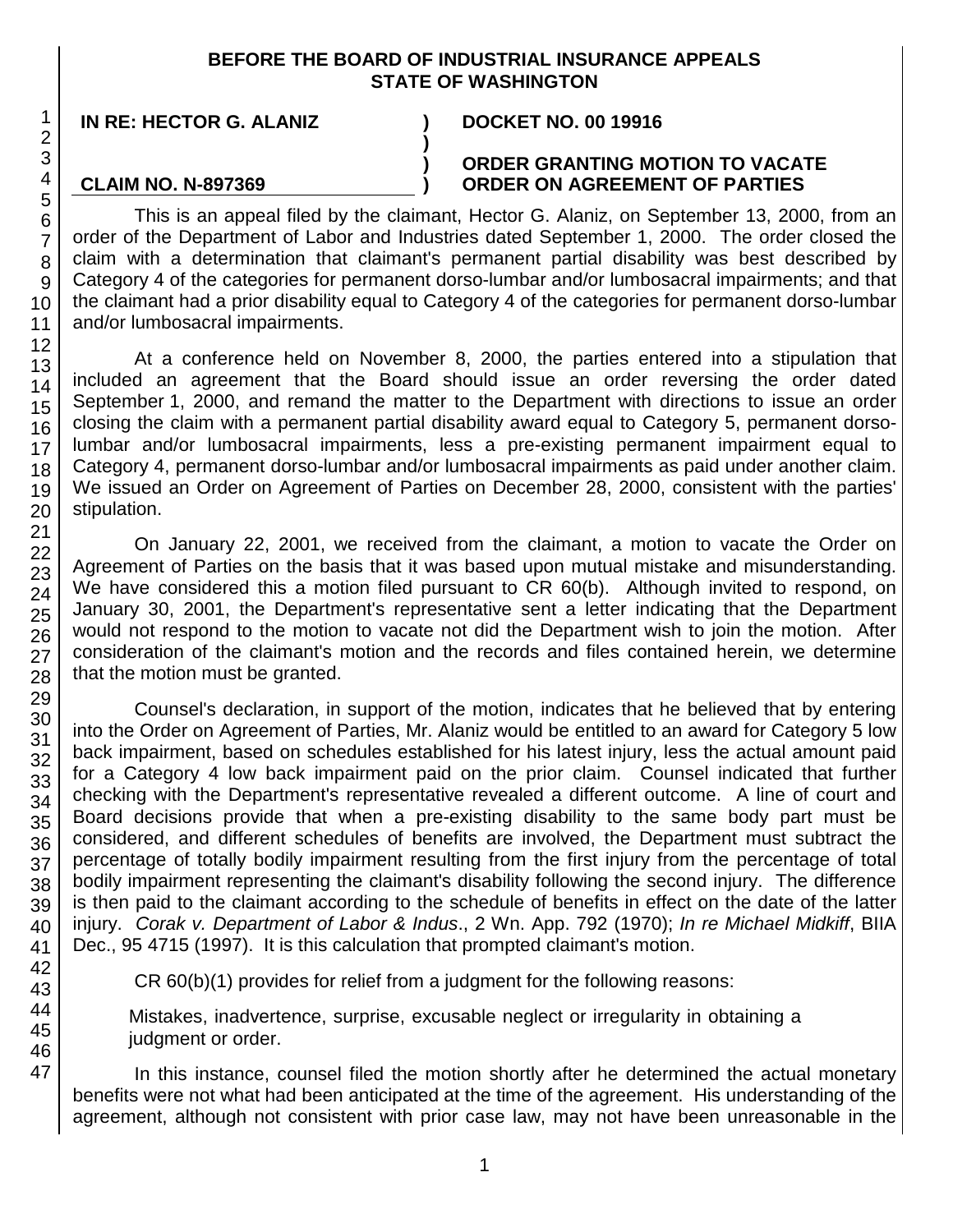**BEFORE THE BOARD OF INDUSTRIAL INSURANCE APPEALS**
**STATE OF WASHINGTON**

| | | |
|---|---|---|
| **IN RE: HECTOR G. ALANIZ** | **)** | **DOCKET NO. 00 19916** |
| | **)** | |
| | **)** | **ORDER GRANTING MOTION TO VACATE** |
| **CLAIM NO. N-897369** | **)** | **ORDER ON AGREEMENT OF PARTIES** |

This is an appeal filed by the claimant, Hector G. Alaniz, on September 13, 2000, from an order of the Department of Labor and Industries dated September 1, 2000. The order closed the claim with a determination that claimant's permanent partial disability was best described by Category 4 of the categories for permanent dorso-lumbar and/or lumbosacral impairments; and that the claimant had a prior disability equal to Category 4 of the categories for permanent dorso-lumbar and/or lumbosacral impairments.

At a conference held on November 8, 2000, the parties entered into a stipulation that included an agreement that the Board should issue an order reversing the order dated September 1, 2000, and remand the matter to the Department with directions to issue an order closing the claim with a permanent partial disability award equal to Category 5, permanent dorso-lumbar and/or lumbosacral impairments, less a pre-existing permanent impairment equal to Category 4, permanent dorso-lumbar and/or lumbosacral impairments as paid under another claim. We issued an Order on Agreement of Parties on December 28, 2000, consistent with the parties' stipulation.

On January 22, 2001, we received from the claimant, a motion to vacate the Order on Agreement of Parties on the basis that it was based upon mutual mistake and misunderstanding. We have considered this a motion filed pursuant to CR 60(b). Although invited to respond, on January 30, 2001, the Department's representative sent a letter indicating that the Department would not respond to the motion to vacate not did the Department wish to join the motion. After consideration of the claimant's motion and the records and files contained herein, we determine that the motion must be granted.

Counsel's declaration, in support of the motion, indicates that he believed that by entering into the Order on Agreement of Parties, Mr. Alaniz would be entitled to an award for Category 5 low back impairment, based on schedules established for his latest injury, less the actual amount paid for a Category 4 low back impairment paid on the prior claim. Counsel indicated that further checking with the Department's representative revealed a different outcome. A line of court and Board decisions provide that when a pre-existing disability to the same body part must be considered, and different schedules of benefits are involved, the Department must subtract the percentage of totally bodily impairment resulting from the first injury from the percentage of total bodily impairment representing the claimant's disability following the second injury. The difference is then paid to the claimant according to the schedule of benefits in effect on the date of the latter injury. *Corak v. Department of Labor & Indus*., 2 Wn. App. 792 (1970); *In re Michael Midkiff*, BIIA Dec., 95 4715 (1997). It is this calculation that prompted claimant's motion.

CR 60(b)(1) provides for relief from a judgment for the following reasons:

> Mistakes, inadvertence, surprise, excusable neglect or irregularity in obtaining a judgment or order.

In this instance, counsel filed the motion shortly after he determined the actual monetary benefits were not what had been anticipated at the time of the agreement. His understanding of the agreement, although not consistent with prior case law, may not have been unreasonable in the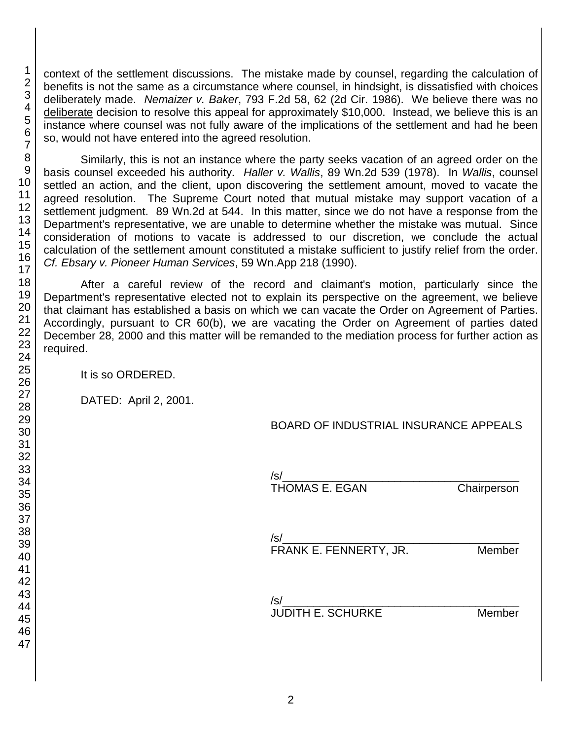context of the settlement discussions. The mistake made by counsel, regarding the calculation of benefits is not the same as a circumstance where counsel, in hindsight, is dissatisfied with choices deliberately made. *Nemaizer v. Baker*, 793 F.2d 58, 62 (2d Cir. 1986). We believe there was no deliberate decision to resolve this appeal for approximately $10,000. Instead, we believe this is an instance where counsel was not fully aware of the implications of the settlement and had he been so, would not have entered into the agreed resolution.

Similarly, this is not an instance where the party seeks vacation of an agreed order on the basis counsel exceeded his authority. *Haller v. Wallis*, 89 Wn.2d 539 (1978). In *Wallis*, counsel settled an action, and the client, upon discovering the settlement amount, moved to vacate the agreed resolution. The Supreme Court noted that mutual mistake may support vacation of a settlement judgment. 89 Wn.2d at 544. In this matter, since we do not have a response from the Department's representative, we are unable to determine whether the mistake was mutual. Since consideration of motions to vacate is addressed to our discretion, we conclude the actual calculation of the settlement amount constituted a mistake sufficient to justify relief from the order. *Cf. Ebsary v. Pioneer Human Services*, 59 Wn.App 218 (1990).

After a careful review of the record and claimant's motion, particularly since the Department's representative elected not to explain its perspective on the agreement, we believe that claimant has established a basis on which we can vacate the Order on Agreement of Parties. Accordingly, pursuant to CR 60(b), we are vacating the Order on Agreement of parties dated December 28, 2000 and this matter will be remanded to the mediation process for further action as required.

It is so ORDERED.

DATED: April 2, 2001.

BOARD OF INDUSTRIAL INSURANCE APPEALS

/s/\_\_\_\_\_\_\_\_\_\_\_\_\_\_\_\_\_\_\_\_\_\_\_\_\_\_\_\_\_\_\_\_\_\_\_\_
THOMAS E. EGAN Chairperson

/s/\_\_\_\_\_\_\_\_\_\_\_\_\_\_\_\_\_\_\_\_\_\_\_\_\_\_\_\_\_\_\_\_\_\_\_\_
FRANK E. FENNERTY, JR. Member

/s/\_\_\_\_\_\_\_\_\_\_\_\_\_\_\_\_\_\_\_\_\_\_\_\_\_\_\_\_\_\_\_\_\_\_\_\_
JUDITH E. SCHURKE Member